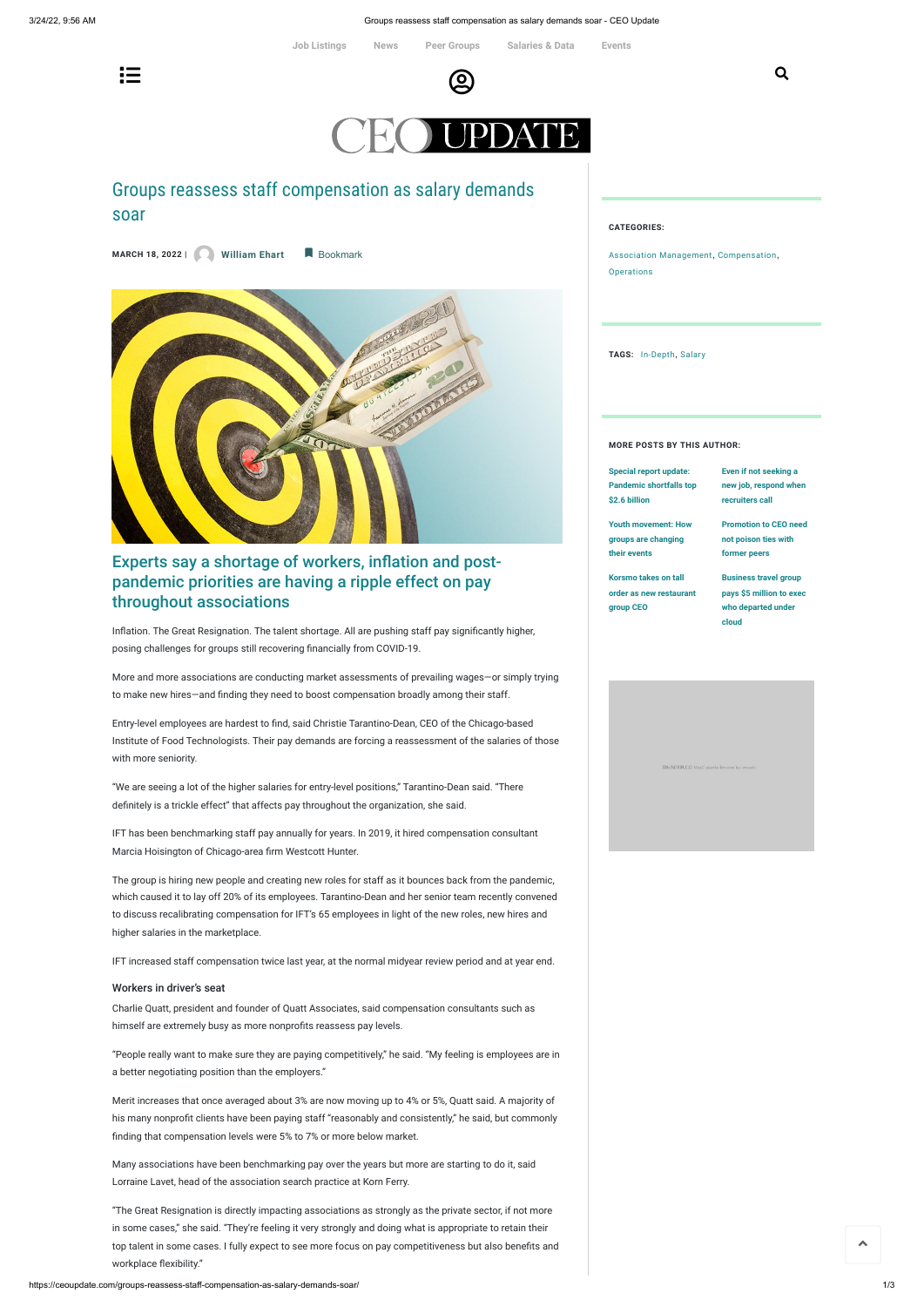# Groups reassess staff compensation as salary demands soar

**MARCH 18, 2022** | **William Ehart** Bookmark

## Experts say a shortage of workers, inflation and post-pandemic priorities are having a ripple effect on pay throughout associations

Inflation. The Great Resignation. The talent shortage. All are pushing staff pay significantly higher, posing challenges for groups still recovering financially from COVID-19.

More and more associations are conducting market assessments of prevailing wages—or simply trying to make new hires—and finding they need to boost compensation broadly among their staff.

Entry-level employees are hardest to find, said Christie Tarantino-Dean, CEO of the Chicago-based Institute of Food Technologists. Their pay demands are forcing a reassessment of the salaries of those with more seniority.

"We are seeing a lot of the higher salaries for entry-level positions," Tarantino-Dean said. "There definitely is a trickle effect" that affects pay throughout the organization, she said.

IFT has been benchmarking staff pay annually for years. In 2019, it hired compensation consultant Marcia Hoisington of Chicago-area firm Westcott Hunter.

The group is hiring new people and creating new roles for staff as it bounces back from the pandemic, which caused it to lay off 20% of its employees. Tarantino-Dean and her senior team recently convened to discuss recalibrating compensation for IFT's 65 employees in light of the new roles, new hires and higher salaries in the marketplace.

IFT increased staff compensation twice last year, at the normal midyear review period and at year end.

### Workers in driver's seat

Charlie Quatt, president and founder of Quatt Associates, said compensation consultants such as himself are extremely busy as more nonprofits reassess pay levels.

"People really want to make sure they are paying competitively," he said. "My feeling is employees are in a better negotiating position than the employers."

Merit increases that once averaged about 3% are now moving up to 4% or 5%, Quatt said. A majority of his many nonprofit clients have been paying staff "reasonably and consistently," he said, but commonly finding that compensation levels were 5% to 7% or more below market.

Many associations have been benchmarking pay over the years but more are starting to do it, said Lorraine Lavet, head of the association search practice at Korn Ferry.

"The Great Resignation is directly impacting associations as strongly as the private sector, if not more in some cases," she said. "They're feeling it very strongly and doing what is appropriate to retain their top talent in some cases. I fully expect to see more focus on pay competitiveness but also benefits and workplace flexibility."

**CATEGORIES:** Association Management, Compensation, Operations

**TAGS:** In-Depth, Salary

**MORE POSTS BY THIS AUTHOR:**

- Special report update: Pandemic shortfalls top $2.6 billion
- Even if not seeking a new job, respond when recruiters call
- Youth movement: How groups are changing their events
- Promotion to CEO need not poison ties with former peers
- Korsmo takes on tall order as new restaurant group CEO
- Business travel group pays $5 million to exec who departed under cloud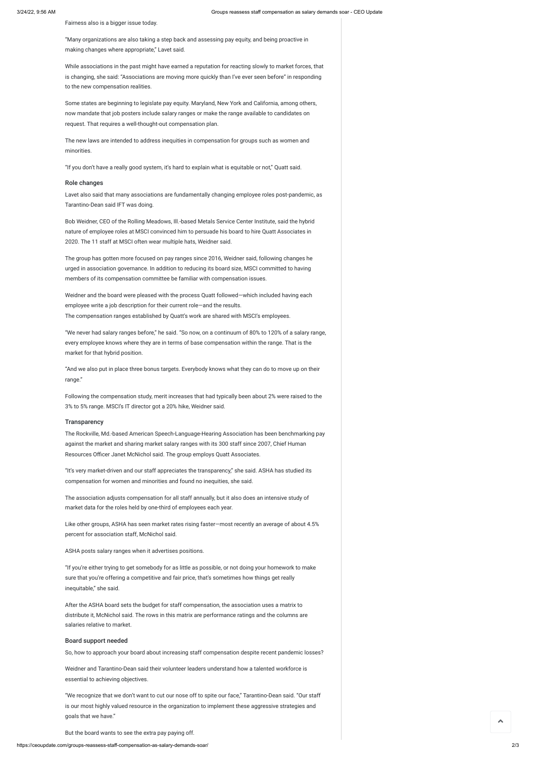Fairness also is a bigger issue today.

"Many organizations are also taking a step back and assessing pay equity, and being proactive in making changes where appropriate," Lavet said.

While associations in the past might have earned a reputation for reacting slowly to market forces, that is changing, she said: "Associations are moving more quickly than I've ever seen before" in responding to the new compensation realities.

Some states are beginning to legislate pay equity. Maryland, New York and California, among others, now mandate that job posters include salary ranges or make the range available to candidates on request. That requires a well-thought-out compensation plan.

The new laws are intended to address inequities in compensation for groups such as women and minorities.

"If you don't have a really good system, it's hard to explain what is equitable or not," Quatt said.

### Role changes

Lavet also said that many associations are fundamentally changing employee roles post-pandemic, as Tarantino-Dean said IFT was doing.

Bob Weidner, CEO of the Rolling Meadows, Ill.-based Metals Service Center Institute, said the hybrid nature of employee roles at MSCI convinced him to persuade his board to hire Quatt Associates in 2020. The 11 staff at MSCI often wear multiple hats, Weidner said.

The group has gotten more focused on pay ranges since 2016, Weidner said, following changes he urged in association governance. In addition to reducing its board size, MSCI committed to having members of its compensation committee be familiar with compensation issues.

Weidner and the board were pleased with the process Quatt followed—which included having each employee write a job description for their current role—and the results.
The compensation ranges established by Quatt's work are shared with MSCI's employees.

"We never had salary ranges before," he said. "So now, on a continuum of 80% to 120% of a salary range, every employee knows where they are in terms of base compensation within the range. That is the market for that hybrid position.

"And we also put in place three bonus targets. Everybody knows what they can do to move up on their range."

Following the compensation study, merit increases that had typically been about 2% were raised to the 3% to 5% range. MSCI's IT director got a 20% hike, Weidner said.

### Transparency

The Rockville, Md.-based American Speech-Language-Hearing Association has been benchmarking pay against the market and sharing market salary ranges with its 300 staff since 2007, Chief Human Resources Officer Janet McNichol said. The group employs Quatt Associates.

"It's very market-driven and our staff appreciates the transparency," she said. ASHA has studied its compensation for women and minorities and found no inequities, she said.

The association adjusts compensation for all staff annually, but it also does an intensive study of market data for the roles held by one-third of employees each year.

Like other groups, ASHA has seen market rates rising faster—most recently an average of about 4.5% percent for association staff, McNichol said.

ASHA posts salary ranges when it advertises positions.

"If you're either trying to get somebody for as little as possible, or not doing your homework to make sure that you're offering a competitive and fair price, that's sometimes how things get really inequitable," she said.

After the ASHA board sets the budget for staff compensation, the association uses a matrix to distribute it, McNichol said. The rows in this matrix are performance ratings and the columns are salaries relative to market.

### Board support needed

So, how to approach your board about increasing staff compensation despite recent pandemic losses?

Weidner and Tarantino-Dean said their volunteer leaders understand how a talented workforce is essential to achieving objectives.

"We recognize that we don't want to cut our nose off to spite our face," Tarantino-Dean said. "Our staff is our most highly valued resource in the organization to implement these aggressive strategies and goals that we have."

But the board wants to see the extra pay paying off.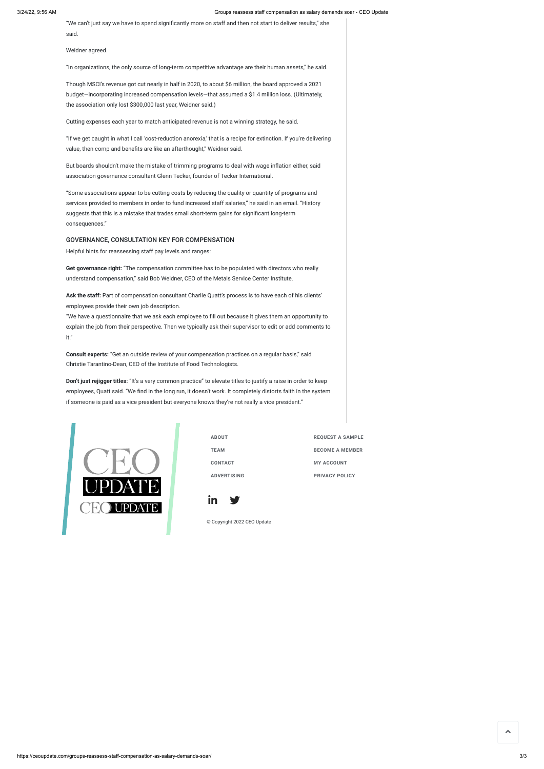"We can't just say we have to spend significantly more on staff and then not start to deliver results," she said.

Weidner agreed.

"In organizations, the only source of long-term competitive advantage are their human assets," he said.

Though MSCI's revenue got cut nearly in half in 2020, to about $6 million, the board approved a 2021 budget—incorporating increased compensation levels—that assumed a $1.4 million loss. (Ultimately, the association only lost $300,000 last year, Weidner said.)

Cutting expenses each year to match anticipated revenue is not a winning strategy, he said.

"If we get caught in what I call 'cost-reduction anorexia,' that is a recipe for extinction. If you're delivering value, then comp and benefits are like an afterthought," Weidner said.

But boards shouldn't make the mistake of trimming programs to deal with wage inflation either, said association governance consultant Glenn Tecker, founder of Tecker International.

"Some associations appear to be cutting costs by reducing the quality or quantity of programs and services provided to members in order to fund increased staff salaries," he said in an email. "History suggests that this is a mistake that trades small short-term gains for significant long-term consequences."

## GOVERNANCE, CONSULTATION KEY FOR COMPENSATION

Helpful hints for reassessing staff pay levels and ranges:

**Get governance right:** "The compensation committee has to be populated with directors who really understand compensation," said Bob Weidner, CEO of the Metals Service Center Institute.

**Ask the staff:** Part of compensation consultant Charlie Quatt's process is to have each of his clients' employees provide their own job description.

"We have a questionnaire that we ask each employee to fill out because it gives them an opportunity to explain the job from their perspective. Then we typically ask their supervisor to edit or add comments to it."

**Consult experts:** "Get an outside review of your compensation practices on a regular basis," said Christie Tarantino-Dean, CEO of the Institute of Food Technologists.

**Don't just rejigger titles:** "It's a very common practice" to elevate titles to justify a raise in order to keep employees, Quatt said. "We find in the long run, it doesn't work. It completely distorts faith in the system if someone is paid as a vice president but everyone knows they're not really a vice president."

CEO UPDATE

ABOUT
TEAM
CONTACT
ADVERTISING

REQUEST A SAMPLE
BECOME A MEMBER
MY ACCOUNT
PRIVACY POLICY

© Copyright 2022 CEO Update